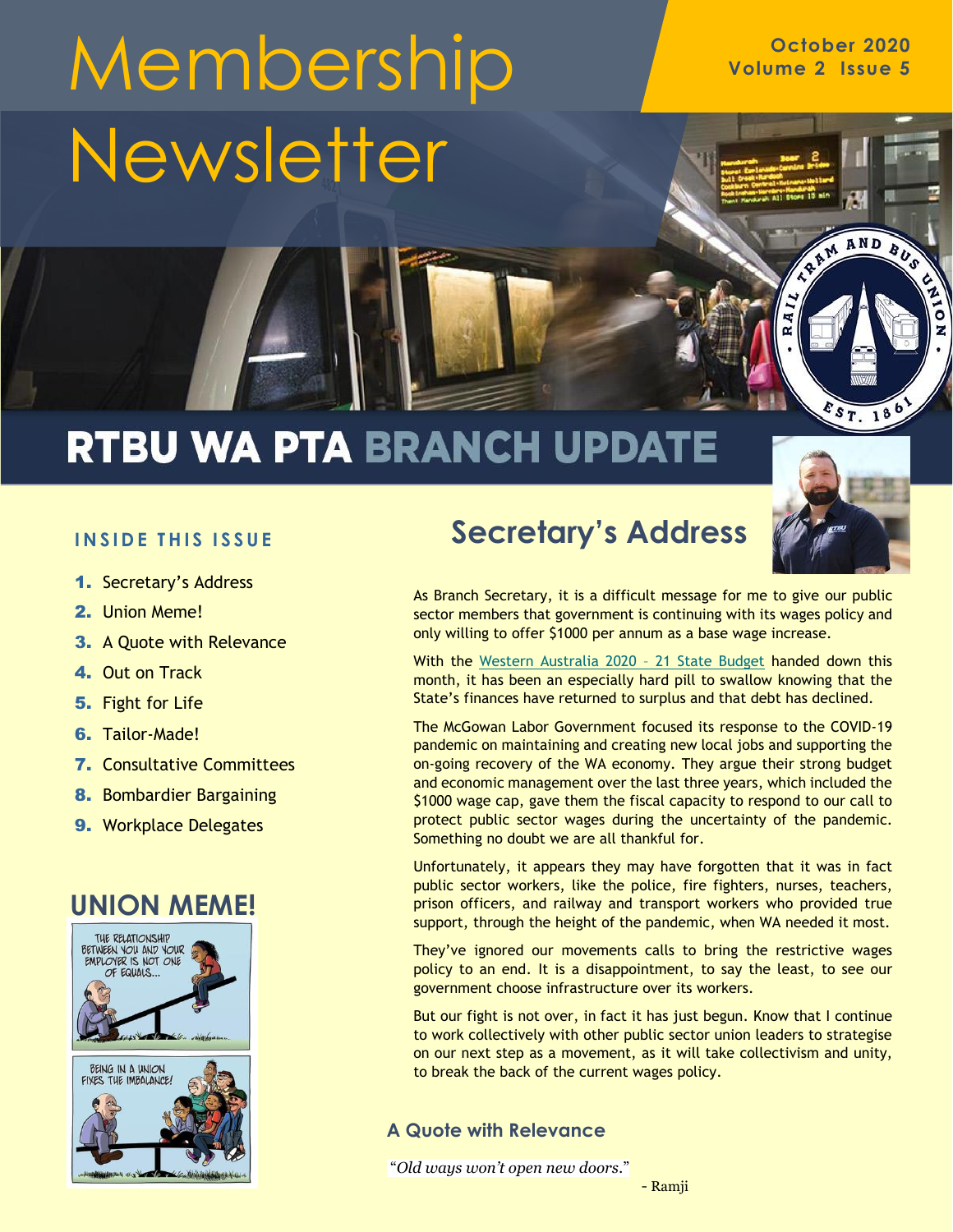# Membership Newsletter

October 2020
Volume 2 Issue 5

## RTBU WA PTA BRANCH UPDATE

### INSIDE THIS ISSUE

1. Secretary's Address
2. Union Meme!
3. A Quote with Relevance
4. Out on Track
5. Fight for Life
6. Tailor-Made!
7. Consultative Committees
8. Bombardier Bargaining
9. Workplace Delegates

## Secretary's Address

As Branch Secretary, it is a difficult message for me to give our public sector members that government is continuing with its wages policy and only willing to offer $1000 per annum as a base wage increase.

With the Western Australia 2020 – 21 State Budget handed down this month, it has been an especially hard pill to swallow knowing that the State's finances have returned to surplus and that debt has declined.

The McGowan Labor Government focused its response to the COVID-19 pandemic on maintaining and creating new local jobs and supporting the on-going recovery of the WA economy. They argue their strong budget and economic management over the last three years, which included the $1000 wage cap, gave them the fiscal capacity to respond to our call to protect public sector wages during the uncertainty of the pandemic. Something no doubt we are all thankful for.

Unfortunately, it appears they may have forgotten that it was in fact public sector workers, like the police, fire fighters, nurses, teachers, prison officers, and railway and transport workers who provided true support, through the height of the pandemic, when WA needed it most.

They've ignored our movements calls to bring the restrictive wages policy to an end. It is a disappointment, to say the least, to see our government choose infrastructure over its workers.

But our fight is not over, in fact it has just begun. Know that I continue to work collectively with other public sector union leaders to strategise on our next step as a movement, as it will take collectivism and unity, to break the back of the current wages policy.

## UNION MEME!

THE RELATIONSHIP BETWEEN YOU AND YOUR EMPLOYER IS NOT ONE OF EQUALS...

BEING IN A UNION FIXES THE IMBALANCE!

### A Quote with Relevance

*"Old ways won't open new doors."*

- Ramji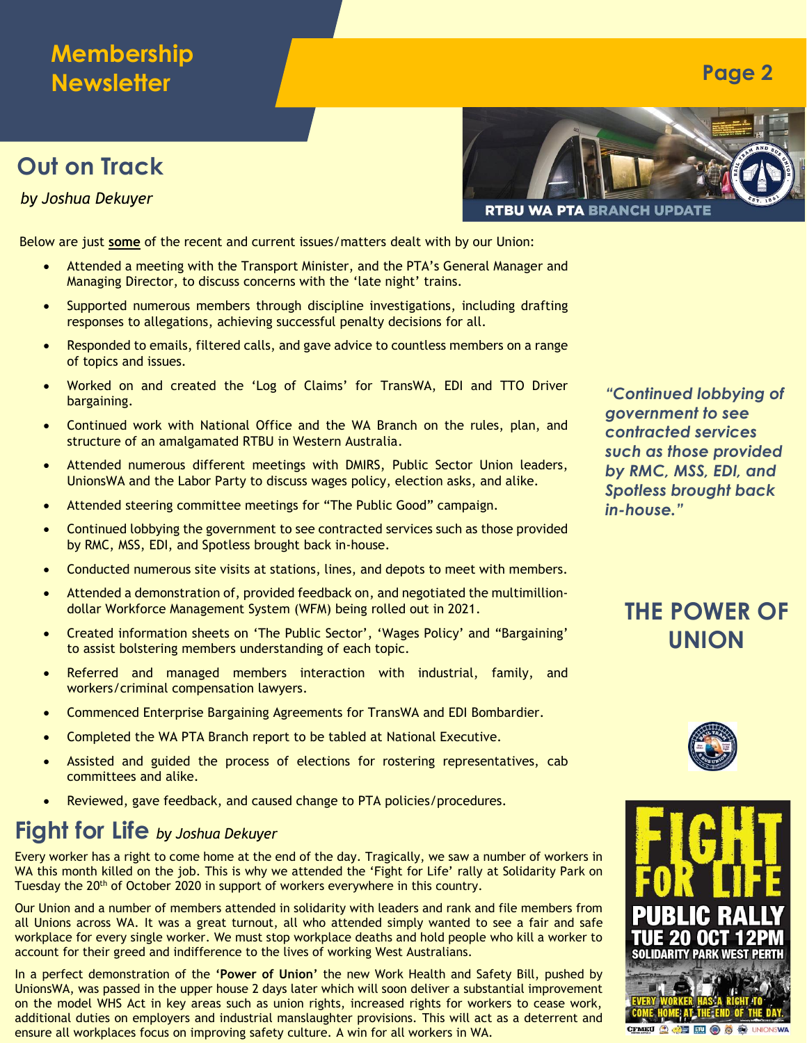## Out on Track

*by Joshua Dekuyer*

RTBU WA PTA BRANCH UPDATE

Below are just **some** of the recent and current issues/matters dealt with by our Union:

- Attended a meeting with the Transport Minister, and the PTA's General Manager and Managing Director, to discuss concerns with the 'late night' trains.
- Supported numerous members through discipline investigations, including drafting responses to allegations, achieving successful penalty decisions for all.
- Responded to emails, filtered calls, and gave advice to countless members on a range of topics and issues.
- Worked on and created the 'Log of Claims' for TransWA, EDI and TTO Driver bargaining.
- Continued work with National Office and the WA Branch on the rules, plan, and structure of an amalgamated RTBU in Western Australia.
- Attended numerous different meetings with DMIRS, Public Sector Union leaders, UnionsWA and the Labor Party to discuss wages policy, election asks, and alike.
- Attended steering committee meetings for "The Public Good" campaign.
- Continued lobbying the government to see contracted services such as those provided by RMC, MSS, EDI, and Spotless brought back in-house.
- Conducted numerous site visits at stations, lines, and depots to meet with members.
- Attended a demonstration of, provided feedback on, and negotiated the multimillion-dollar Workforce Management System (WFM) being rolled out in 2021.
- Created information sheets on 'The Public Sector', 'Wages Policy' and "Bargaining' to assist bolstering members understanding of each topic.
- Referred and managed members interaction with industrial, family, and workers/criminal compensation lawyers.
- Commenced Enterprise Bargaining Agreements for TransWA and EDI Bombardier.
- Completed the WA PTA Branch report to be tabled at National Executive.
- Assisted and guided the process of elections for rostering representatives, cab committees and alike.
- Reviewed, gave feedback, and caused change to PTA policies/procedures.

*"Continued lobbying of government to see contracted services such as those provided by RMC, MSS, EDI, and Spotless brought back in-house."*

**THE POWER OF UNION**

## Fight for Life *by Joshua Dekuyer*

Every worker has a right to come home at the end of the day. Tragically, we saw a number of workers in WA this month killed on the job. This is why we attended the 'Fight for Life' rally at Solidarity Park on Tuesday the 20th of October 2020 in support of workers everywhere in this country.

Our Union and a number of members attended in solidarity with leaders and rank and file members from all Unions across WA. It was a great turnout, all who attended simply wanted to see a fair and safe workplace for every single worker. We must stop workplace deaths and hold people who kill a worker to account for their greed and indifference to the lives of working West Australians.

In a perfect demonstration of the **'Power of Union'** the new Work Health and Safety Bill, pushed by UnionsWA, was passed in the upper house 2 days later which will soon deliver a substantial improvement on the model WHS Act in key areas such as union rights, increased rights for workers to cease work, additional duties on employers and industrial manslaughter provisions. This will act as a deterrent and ensure all workplaces focus on improving safety culture. A win for all workers in WA.

FIGHT FOR LIFE
PUBLIC RALLY
TUE 20 OCT 12PM
SOLIDARITY PARK WEST PERTH
EVERY WORKER HAS A RIGHT TO COME HOME AT THE END OF THE DAY.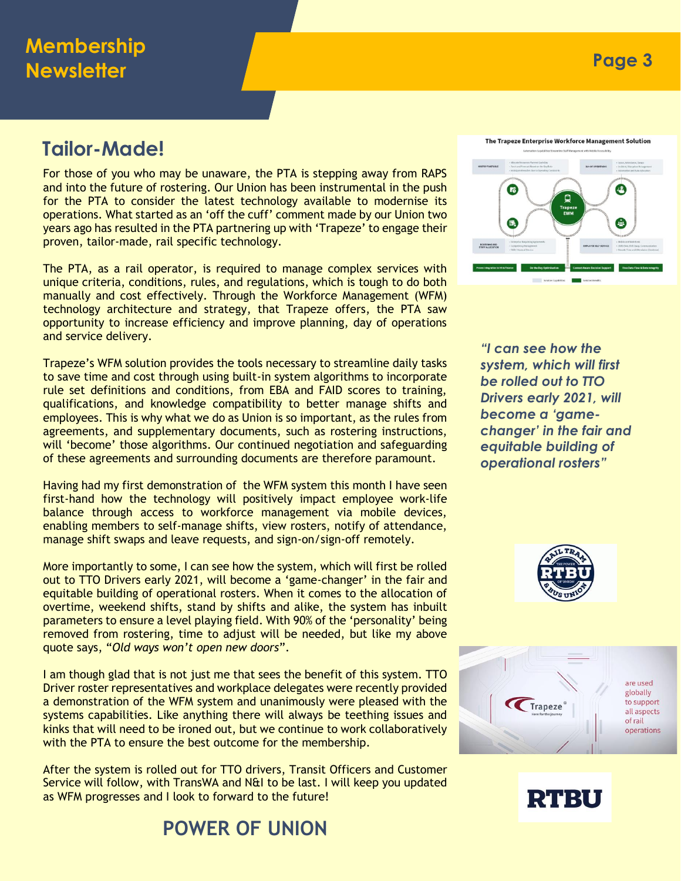## Tailor-Made!

For those of you who may be unaware, the PTA is stepping away from RAPS and into the future of rostering. Our Union has been instrumental in the push for the PTA to consider the latest technology available to modernise its operations. What started as an 'off the cuff' comment made by our Union two years ago has resulted in the PTA partnering up with 'Trapeze' to engage their proven, tailor-made, rail specific technology.

The PTA, as a rail operator, is required to manage complex services with unique criteria, conditions, rules, and regulations, which is tough to do both manually and cost effectively. Through the Workforce Management (WFM) technology architecture and strategy, that Trapeze offers, the PTA saw opportunity to increase efficiency and improve planning, day of operations and service delivery.

Trapeze's WFM solution provides the tools necessary to streamline daily tasks to save time and cost through using built-in system algorithms to incorporate rule set definitions and conditions, from EBA and FAID scores to training, qualifications, and knowledge compatibility to better manage shifts and employees. This is why what we do as Union is so important, as the rules from agreements, and supplementary documents, such as rostering instructions, will 'become' those algorithms. Our continued negotiation and safeguarding of these agreements and surrounding documents are therefore paramount.

Having had my first demonstration of the WFM system this month I have seen first-hand how the technology will positively impact employee work-life balance through access to workforce management via mobile devices, enabling members to self-manage shifts, view rosters, notify of attendance, manage shift swaps and leave requests, and sign-on/sign-off remotely.

More importantly to some, I can see how the system, which will first be rolled out to TTO Drivers early 2021, will become a 'game-changer' in the fair and equitable building of operational rosters. When it comes to the allocation of overtime, weekend shifts, stand by shifts and alike, the system has inbuilt parameters to ensure a level playing field. With 90% of the 'personality' being removed from rostering, time to adjust will be needed, but like my above quote says, "*Old ways won't open new doors*".

I am though glad that is not just me that sees the benefit of this system. TTO Driver roster representatives and workplace delegates were recently provided a demonstration of the WFM system and unanimously were pleased with the systems capabilities. Like anything there will always be teething issues and kinks that will need to be ironed out, but we continue to work collaboratively with the PTA to ensure the best outcome for the membership.

After the system is rolled out for TTO drivers, Transit Officers and Customer Service will follow, with TransWA and N&I to be last. I will keep you updated as WFM progresses and I look to forward to the future!

**POWER OF UNION**

*"I can see how the system, which will first be rolled out to TTO Drivers early 2021, will become a 'game-changer' in the fair and equitable building of operational rosters"*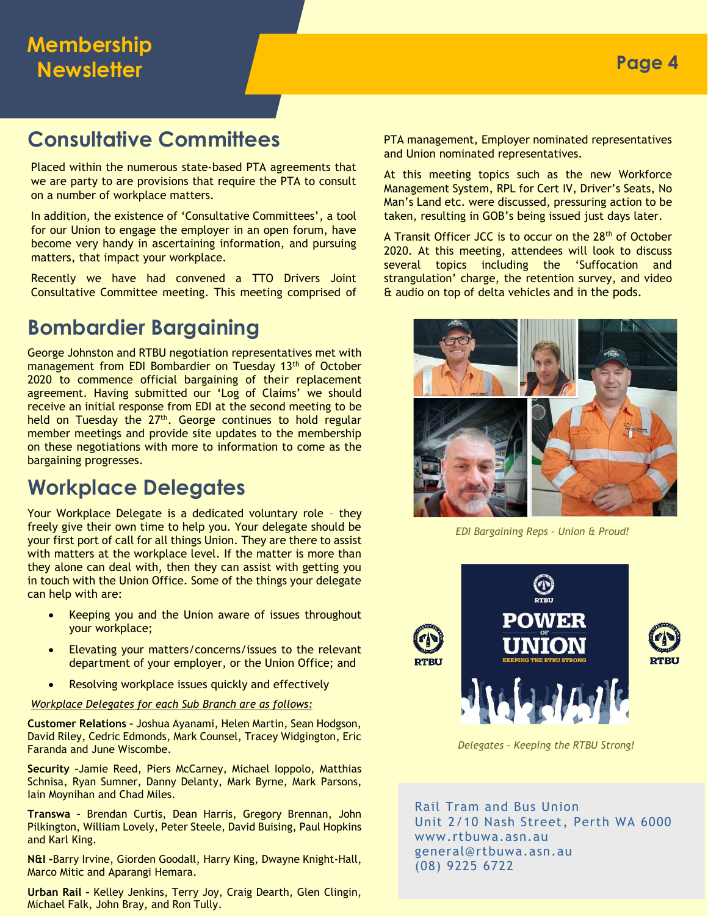## Consultative Committees

Placed within the numerous state-based PTA agreements that we are party to are provisions that require the PTA to consult on a number of workplace matters.

In addition, the existence of 'Consultative Committees', a tool for our Union to engage the employer in an open forum, have become very handy in ascertaining information, and pursuing matters, that impact your workplace.

Recently we have had convened a TTO Drivers Joint Consultative Committee meeting. This meeting comprised of PTA management, Employer nominated representatives and Union nominated representatives.

At this meeting topics such as the new Workforce Management System, RPL for Cert IV, Driver's Seats, No Man's Land etc. were discussed, pressuring action to be taken, resulting in GOB's being issued just days later.

A Transit Officer JCC is to occur on the 28th of October 2020. At this meeting, attendees will look to discuss several topics including the 'Suffocation and strangulation' charge, the retention survey, and video & audio on top of delta vehicles and in the pods.

## Bombardier Bargaining

George Johnston and RTBU negotiation representatives met with management from EDI Bombardier on Tuesday 13th of October 2020 to commence official bargaining of their replacement agreement. Having submitted our 'Log of Claims' we should receive an initial response from EDI at the second meeting to be held on Tuesday the 27th. George continues to hold regular member meetings and provide site updates to the membership on these negotiations with more to information to come as the bargaining progresses.

*EDI Bargaining Reps - Union & Proud!*

## Workplace Delegates

Your Workplace Delegate is a dedicated voluntary role – they freely give their own time to help you. Your delegate should be your first port of call for all things Union. They are there to assist with matters at the workplace level. If the matter is more than they alone can deal with, then they can assist with getting you in touch with the Union Office. Some of the things your delegate can help with are:

- Keeping you and the Union aware of issues throughout your workplace;
- Elevating your matters/concerns/issues to the relevant department of your employer, or the Union Office; and
- Resolving workplace issues quickly and effectively

*Workplace Delegates for each Sub Branch are as follows:*

**Customer Relations -** Joshua Ayanami, Helen Martin, Sean Hodgson, David Riley, Cedric Edmonds, Mark Counsel, Tracey Widgington, Eric Faranda and June Wiscombe.

**Security -**Jamie Reed, Piers McCarney, Michael Ioppolo, Matthias Schnisa, Ryan Sumner, Danny Delanty, Mark Byrne, Mark Parsons, Iain Moynihan and Chad Miles.

**Transwa -** Brendan Curtis, Dean Harris, Gregory Brennan, John Pilkington, William Lovely, Peter Steele, David Buising, Paul Hopkins and Karl King.

**N&I -**Barry Irvine, Giorden Goodall, Harry King, Dwayne Knight-Hall, Marco Mitic and Aparangi Hemara.

**Urban Rail -** Kelley Jenkins, Terry Joy, Craig Dearth, Glen Clingin, Michael Falk, John Bray, and Ron Tully.

*Delegates - Keeping the RTBU Strong!*

Rail Tram and Bus Union
Unit 2/10 Nash Street, Perth WA 6000
www.rtbuwa.asn.au
general@rtbuwa.asn.au
(08) 9225 6722